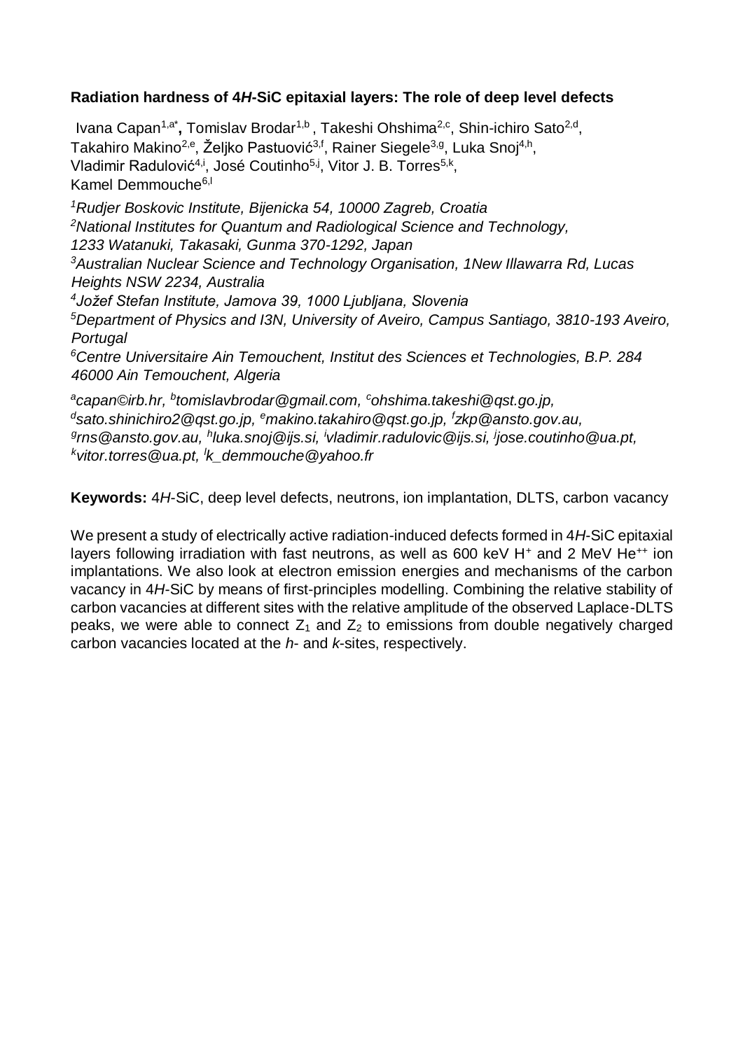**Radiation hardness of 4*H*-SiC epitaxial layers: The role of deep level defects**

Ivana Capan[1,a*], Tomislav Brodar[1,b], Takeshi Ohshima[2,c], Shin-ichiro Sato[2,d], Takahiro Makino[2,e], Željko Pastuović[3,f], Rainer Siegele[3,g], Luka Snoj[4,h], Vladimir Radulović[4,i], José Coutinho[5,j], Vitor J. B. Torres[5,k], Kamel Demmouche[6,l]

[1]*Rudjer Boskovic Institute, Bijenicka 54, 10000 Zagreb, Croatia*
[2]*National Institutes for Quantum and Radiological Science and Technology, 1233 Watanuki, Takasaki, Gunma 370-1292, Japan*
[3]*Australian Nuclear Science and Technology Organisation, 1New Illawarra Rd, Lucas Heights NSW 2234, Australia*
[4]*Jožef Stefan Institute, Jamova 39, 1000 Ljubljana, Slovenia*
[5]*Department of Physics and I3N, University of Aveiro, Campus Santiago, 3810-193 Aveiro, Portugal*
[6]*Centre Universitaire Ain Temouchent, Institut des Sciences et Technologies, B.P. 284 46000 Ain Temouchent, Algeria*

[a]*capan©irb.hr*, [b]*tomislavbrodar@gmail.com*, [c]*ohshima.takeshi@qst.go.jp*, [d]*sato.shinichiro2@qst.go.jp*, [e]*makino.takahiro@qst.go.jp*, [f]*zkp@ansto.gov.au*, [g]*rns@ansto.gov.au*, [h]*luka.snoj@ijs.si*, [i]*vladimir.radulovic@ijs.si*, [j]*jose.coutinho@ua.pt*, [k]*vitor.torres@ua.pt*, [l]*k_demmouche@yahoo.fr*

**Keywords:** 4*H*-SiC, deep level defects, neutrons, ion implantation, DLTS, carbon vacancy

We present a study of electrically active radiation-induced defects formed in 4*H*-SiC epitaxial layers following irradiation with fast neutrons, as well as 600 keV $H^+$ and 2 MeV $He^{++}$ ion implantations. We also look at electron emission energies and mechanisms of the carbon vacancy in 4*H*-SiC by means of first-principles modelling. Combining the relative stability of carbon vacancies at different sites with the relative amplitude of the observed Laplace-DLTS peaks, we were able to connect $Z_1$ and $Z_2$ to emissions from double negatively charged carbon vacancies located at the *h*- and *k*-sites, respectively.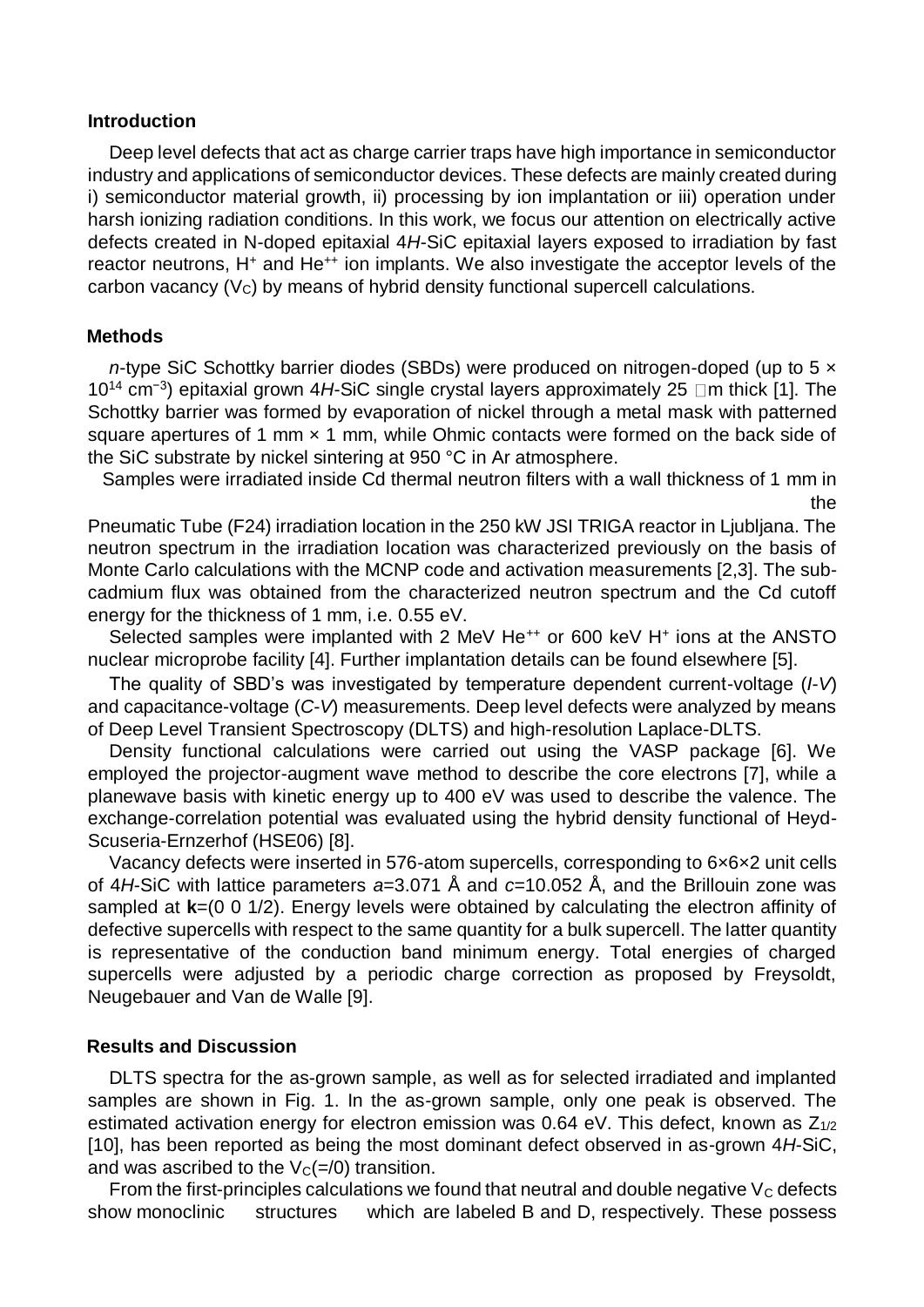## Introduction

Deep level defects that act as charge carrier traps have high importance in semiconductor industry and applications of semiconductor devices. These defects are mainly created during i) semiconductor material growth, ii) processing by ion implantation or iii) operation under harsh ionizing radiation conditions. In this work, we focus our attention on electrically active defects created in N-doped epitaxial 4*H*-SiC epitaxial layers exposed to irradiation by fast reactor neutrons, $H^+$ and $He^{++}$ ion implants. We also investigate the acceptor levels of the carbon vacancy ($V_C$) by means of hybrid density functional supercell calculations.

## Methods

*n*-type SiC Schottky barrier diodes (SBDs) were produced on nitrogen-doped (up to $5 \times 10^{14}$ cm$^{-3}$) epitaxial grown 4*H*-SiC single crystal layers approximately 25 μm thick [1]. The Schottky barrier was formed by evaporation of nickel through a metal mask with patterned square apertures of 1 mm × 1 mm, while Ohmic contacts were formed on the back side of the SiC substrate by nickel sintering at 950 °C in Ar atmosphere.

Samples were irradiated inside Cd thermal neutron filters with a wall thickness of 1 mm in the Pneumatic Tube (F24) irradiation location in the 250 kW JSI TRIGA reactor in Ljubljana. The neutron spectrum in the irradiation location was characterized previously on the basis of Monte Carlo calculations with the MCNP code and activation measurements [2,3]. The sub-cadmium flux was obtained from the characterized neutron spectrum and the Cd cutoff energy for the thickness of 1 mm, i.e. 0.55 eV.

Selected samples were implanted with 2 MeV $He^{++}$ or 600 keV $H^+$ ions at the ANSTO nuclear microprobe facility [4]. Further implantation details can be found elsewhere [5].

The quality of SBD's was investigated by temperature dependent current-voltage (*I*-*V*) and capacitance-voltage (*C*-*V*) measurements. Deep level defects were analyzed by means of Deep Level Transient Spectroscopy (DLTS) and high-resolution Laplace-DLTS.

Density functional calculations were carried out using the VASP package [6]. We employed the projector-augment wave method to describe the core electrons [7], while a planewave basis with kinetic energy up to 400 eV was used to describe the valence. The exchange-correlation potential was evaluated using the hybrid density functional of Heyd-Scuseria-Ernzerhof (HSE06) [8].

Vacancy defects were inserted in 576-atom supercells, corresponding to 6×6×2 unit cells of 4*H*-SiC with lattice parameters $a$=3.071 Å and $c$=10.052 Å, and the Brillouin zone was sampled at **k**=(0 0 1/2). Energy levels were obtained by calculating the electron affinity of defective supercells with respect to the same quantity for a bulk supercell. The latter quantity is representative of the conduction band minimum energy. Total energies of charged supercells were adjusted by a periodic charge correction as proposed by Freysoldt, Neugebauer and Van de Walle [9].

## Results and Discussion

DLTS spectra for the as-grown sample, as well as for selected irradiated and implanted samples are shown in Fig. 1. In the as-grown sample, only one peak is observed. The estimated activation energy for electron emission was 0.64 eV. This defect, known as $Z_{1/2}$ [10], has been reported as being the most dominant defect observed in as-grown 4*H*-SiC, and was ascribed to the $V_C$(=/0) transition.

From the first-principles calculations we found that neutral and double negative $V_C$ defects show monoclinic structures which are labeled B and D, respectively. These possess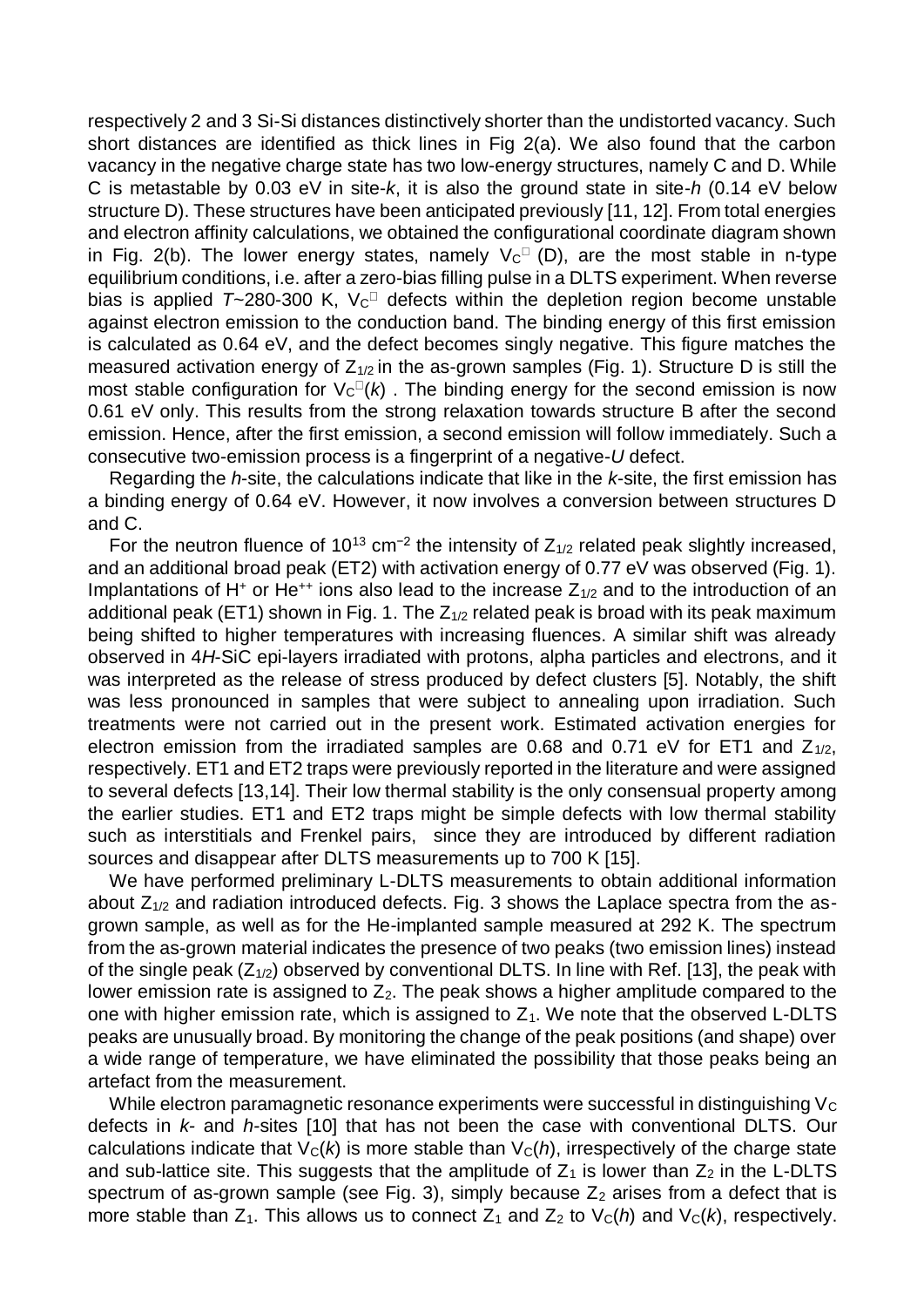respectively 2 and 3 Si-Si distances distinctively shorter than the undistorted vacancy. Such short distances are identified as thick lines in Fig 2(a). We also found that the carbon vacancy in the negative charge state has two low-energy structures, namely C and D. While C is metastable by 0.03 eV in site-*k*, it is also the ground state in site-*h* (0.14 eV below structure D). These structures have been anticipated previously [11, 12]. From total energies and electron affinity calculations, we obtained the configurational coordinate diagram shown in Fig. 2(b). The lower energy states, namely $V_C^{=}$ (D), are the most stable in n-type equilibrium conditions, i.e. after a zero-bias filling pulse in a DLTS experiment. When reverse bias is applied $T$~280-300 K, $V_C^{=}$ defects within the depletion region become unstable against electron emission to the conduction band. The binding energy of this first emission is calculated as 0.64 eV, and the defect becomes singly negative. This figure matches the measured activation energy of $Z_{1/2}$ in the as-grown samples (Fig. 1). Structure D is still the most stable configuration for $V_C^{-}(k)$ . The binding energy for the second emission is now 0.61 eV only. This results from the strong relaxation towards structure B after the second emission. Hence, after the first emission, a second emission will follow immediately. Such a consecutive two-emission process is a fingerprint of a negative-*U* defect.

Regarding the *h*-site, the calculations indicate that like in the *k*-site, the first emission has a binding energy of 0.64 eV. However, it now involves a conversion between structures D and C.

For the neutron fluence of $10^{13}$ cm$^{-2}$ the intensity of $Z_{1/2}$ related peak slightly increased, and an additional broad peak (ET2) with activation energy of 0.77 eV was observed (Fig. 1). Implantations of $H^{+}$ or $He^{++}$ ions also lead to the increase $Z_{1/2}$ and to the introduction of an additional peak (ET1) shown in Fig. 1. The $Z_{1/2}$ related peak is broad with its peak maximum being shifted to higher temperatures with increasing fluences. A similar shift was already observed in 4*H*-SiC epi-layers irradiated with protons, alpha particles and electrons, and it was interpreted as the release of stress produced by defect clusters [5]. Notably, the shift was less pronounced in samples that were subject to annealing upon irradiation. Such treatments were not carried out in the present work. Estimated activation energies for electron emission from the irradiated samples are 0.68 and 0.71 eV for ET1 and $Z_{1/2}$, respectively. ET1 and ET2 traps were previously reported in the literature and were assigned to several defects [13,14]. Their low thermal stability is the only consensual property among the earlier studies. ET1 and ET2 traps might be simple defects with low thermal stability such as interstitials and Frenkel pairs, since they are introduced by different radiation sources and disappear after DLTS measurements up to 700 K [15].

We have performed preliminary L-DLTS measurements to obtain additional information about $Z_{1/2}$ and radiation introduced defects. Fig. 3 shows the Laplace spectra from the as-grown sample, as well as for the He-implanted sample measured at 292 K. The spectrum from the as-grown material indicates the presence of two peaks (two emission lines) instead of the single peak ($Z_{1/2}$) observed by conventional DLTS. In line with Ref. [13], the peak with lower emission rate is assigned to $Z_2$. The peak shows a higher amplitude compared to the one with higher emission rate, which is assigned to $Z_1$. We note that the observed L-DLTS peaks are unusually broad. By monitoring the change of the peak positions (and shape) over a wide range of temperature, we have eliminated the possibility that those peaks being an artefact from the measurement.

While electron paramagnetic resonance experiments were successful in distinguishing $V_C$ defects in *k*- and *h*-sites [10] that has not been the case with conventional DLTS. Our calculations indicate that $V_C(k)$ is more stable than $V_C(h)$, irrespectively of the charge state and sub-lattice site. This suggests that the amplitude of $Z_1$ is lower than $Z_2$ in the L-DLTS spectrum of as-grown sample (see Fig. 3), simply because $Z_2$ arises from a defect that is more stable than $Z_1$. This allows us to connect $Z_1$ and $Z_2$ to $V_C(h)$ and $V_C(k)$, respectively.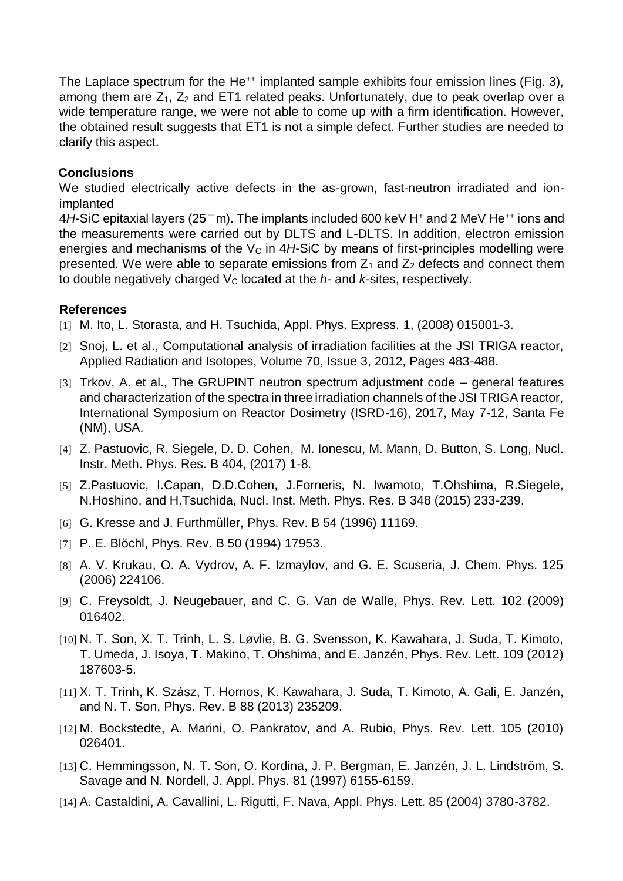The Laplace spectrum for the $He^{++}$ implanted sample exhibits four emission lines (Fig. 3), among them are $Z_1$, $Z_2$ and ET1 related peaks. Unfortunately, due to peak overlap over a wide temperature range, we were not able to come up with a firm identification. However, the obtained result suggests that ET1 is not a simple defect. Further studies are needed to clarify this aspect.

## Conclusions

We studied electrically active defects in the as-grown, fast-neutron irradiated and ion-implanted 4*H*-SiC epitaxial layers (25 □m). The implants included 600 keV $H^+$ and 2 MeV $He^{++}$ ions and the measurements were carried out by DLTS and L-DLTS. In addition, electron emission energies and mechanisms of the $V_C$ in 4*H*-SiC by means of first-principles modelling were presented. We were able to separate emissions from $Z_1$ and $Z_2$ defects and connect them to double negatively charged $V_C$ located at the *h*- and *k*-sites, respectively.

## References

[1] M. Ito, L. Storasta, and H. Tsuchida, Appl. Phys. Express. 1, (2008) 015001-3.

[2] Snoj, L. et al., Computational analysis of irradiation facilities at the JSI TRIGA reactor, Applied Radiation and Isotopes, Volume 70, Issue 3, 2012, Pages 483-488.

[3] Trkov, A. et al., The GRUPINT neutron spectrum adjustment code – general features and characterization of the spectra in three irradiation channels of the JSI TRIGA reactor, International Symposium on Reactor Dosimetry (ISRD-16), 2017, May 7-12, Santa Fe (NM), USA.

[4] Z. Pastuovic, R. Siegele, D. D. Cohen, M. Ionescu, M. Mann, D. Button, S. Long, Nucl. Instr. Meth. Phys. Res. B 404, (2017) 1-8.

[5] Z.Pastuovic, I.Capan, D.D.Cohen, J.Forneris, N. Iwamoto, T.Ohshima, R.Siegele, N.Hoshino, and H.Tsuchida, Nucl. Inst. Meth. Phys. Res. B 348 (2015) 233-239.

[6] G. Kresse and J. Furthmüller, Phys. Rev. B 54 (1996) 11169.

[7] P. E. Blöchl, Phys. Rev. B 50 (1994) 17953.

[8] A. V. Krukau, O. A. Vydrov, A. F. Izmaylov, and G. E. Scuseria, J. Chem. Phys. 125 (2006) 224106.

[9] C. Freysoldt, J. Neugebauer, and C. G. Van de Walle, Phys. Rev. Lett. 102 (2009) 016402.

[10] N. T. Son, X. T. Trinh, L. S. Løvlie, B. G. Svensson, K. Kawahara, J. Suda, T. Kimoto, T. Umeda, J. Isoya, T. Makino, T. Ohshima, and E. Janzén, Phys. Rev. Lett. 109 (2012) 187603-5.

[11] X. T. Trinh, K. Szász, T. Hornos, K. Kawahara, J. Suda, T. Kimoto, A. Gali, E. Janzén, and N. T. Son, Phys. Rev. B 88 (2013) 235209.

[12] M. Bockstedte, A. Marini, O. Pankratov, and A. Rubio, Phys. Rev. Lett. 105 (2010) 026401.

[13] C. Hemmingsson, N. T. Son, O. Kordina, J. P. Bergman, E. Janzén, J. L. Lindström, S. Savage and N. Nordell, J. Appl. Phys. 81 (1997) 6155-6159.

[14] A. Castaldini, A. Cavallini, L. Rigutti, F. Nava, Appl. Phys. Lett. 85 (2004) 3780-3782.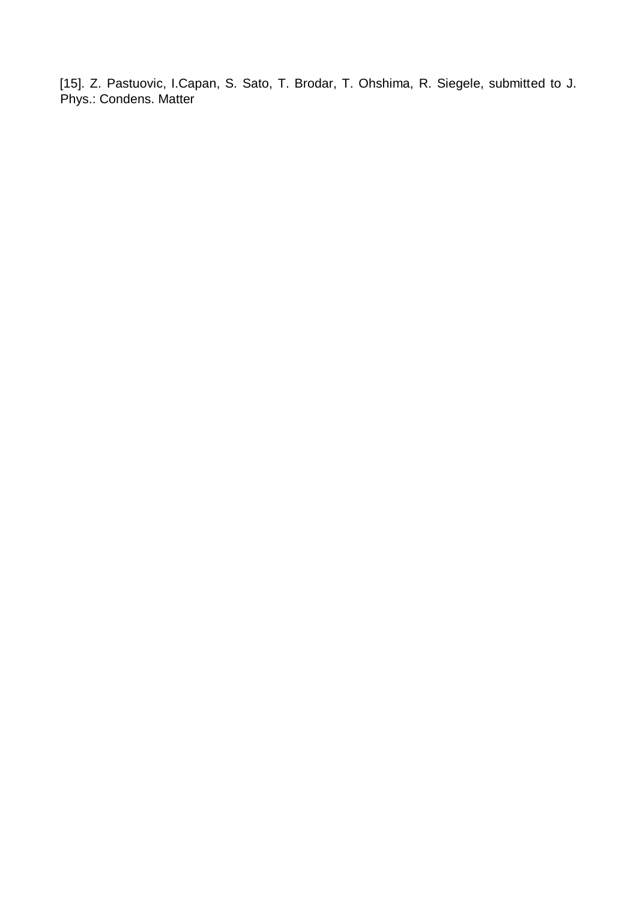[15]. Z. Pastuovic, I.Capan, S. Sato, T. Brodar, T. Ohshima, R. Siegele, submitted to J. Phys.: Condens. Matter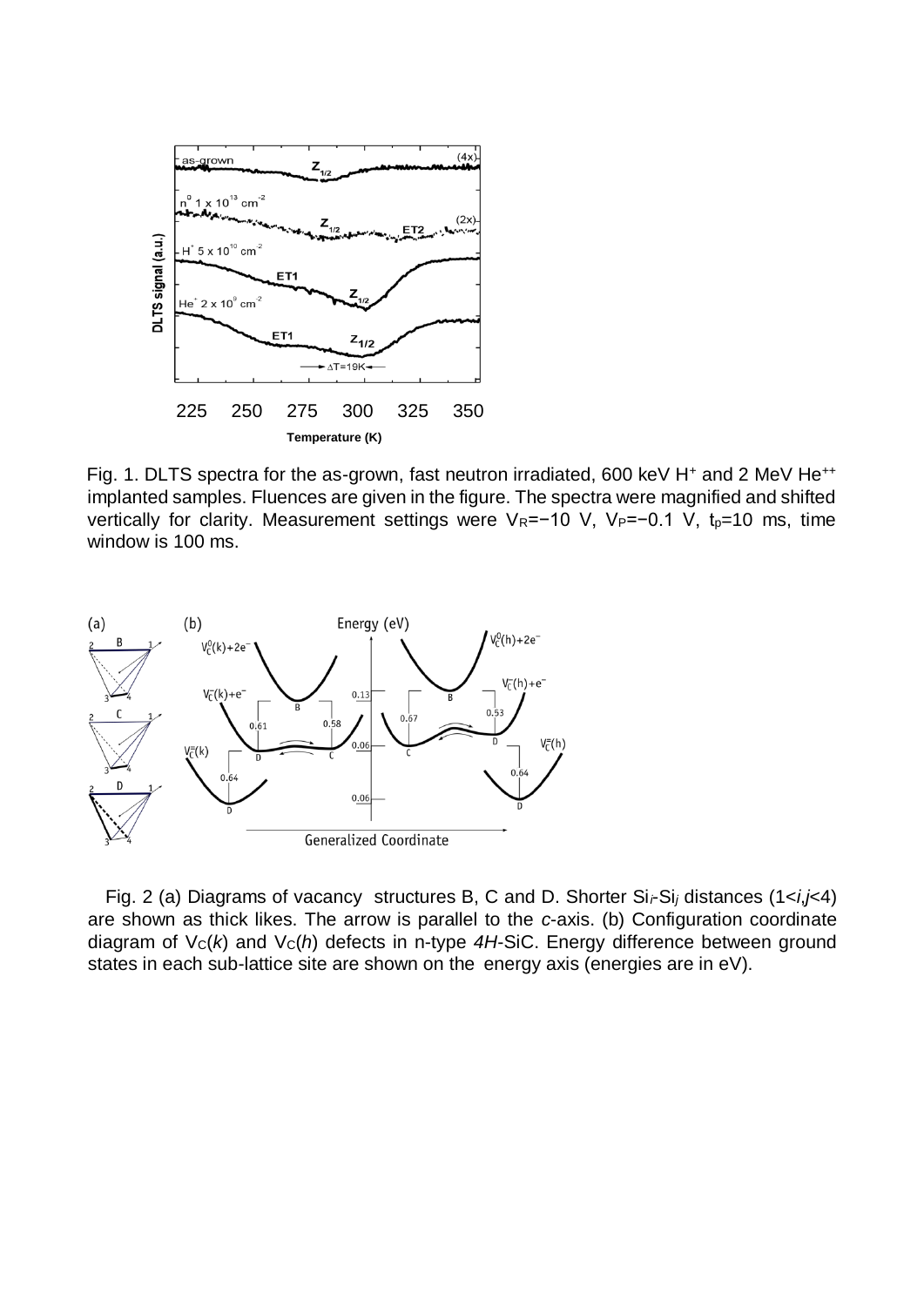Fig. 1. DLTS spectra for the as-grown, fast neutron irradiated, 600 keV $H^+$ and 2 MeV $He^{++}$ implanted samples. Fluences are given in the figure. The spectra were magnified and shifted vertically for clarity. Measurement settings were $V_R$=−10 V, $V_P$=−0.1 V, $t_p$=10 ms, time window is 100 ms.

Fig. 2 (a) Diagrams of vacancy structures B, C and D. Shorter $Si_i$-$Si_j$ distances ($1<i,j<4$) are shown as thick likes. The arrow is parallel to the *c*-axis. (b) Configuration coordinate diagram of $V_C(k)$ and $V_C(h)$ defects in n-type *4H*-SiC. Energy difference between ground states in each sub-lattice site are shown on the energy axis (energies are in eV).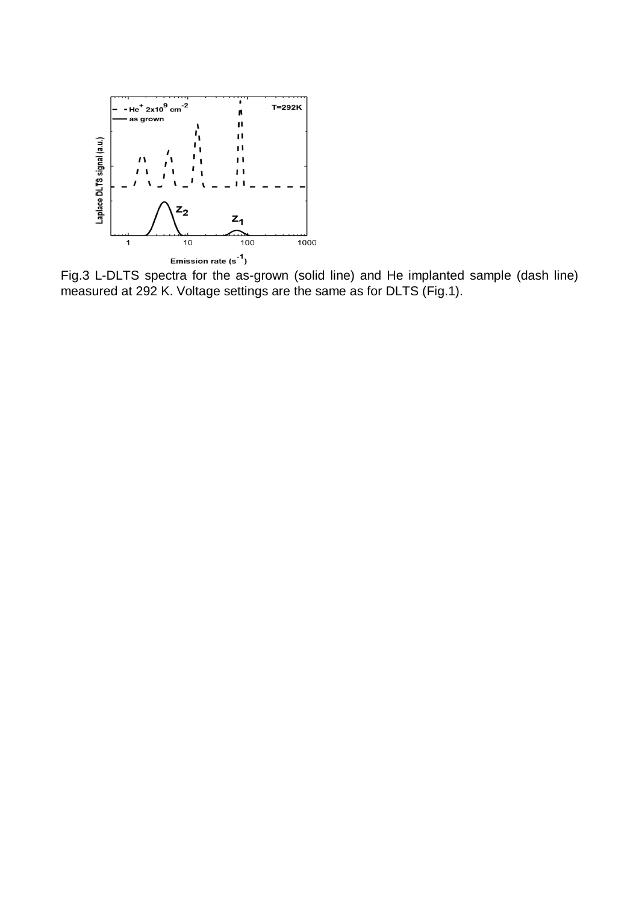- - He$^+$ 2x10$^9$ cm$^{-2}$

as grown

T=292K

Laplace DLTS signal (a.u.)

Z$_2$

Z$_1$

1

10

100

1000

Emission rate (s$^{-1}$)

Fig.3 L-DLTS spectra for the as-grown (solid line) and He implanted sample (dash line) measured at 292 K. Voltage settings are the same as for DLTS (Fig.1).